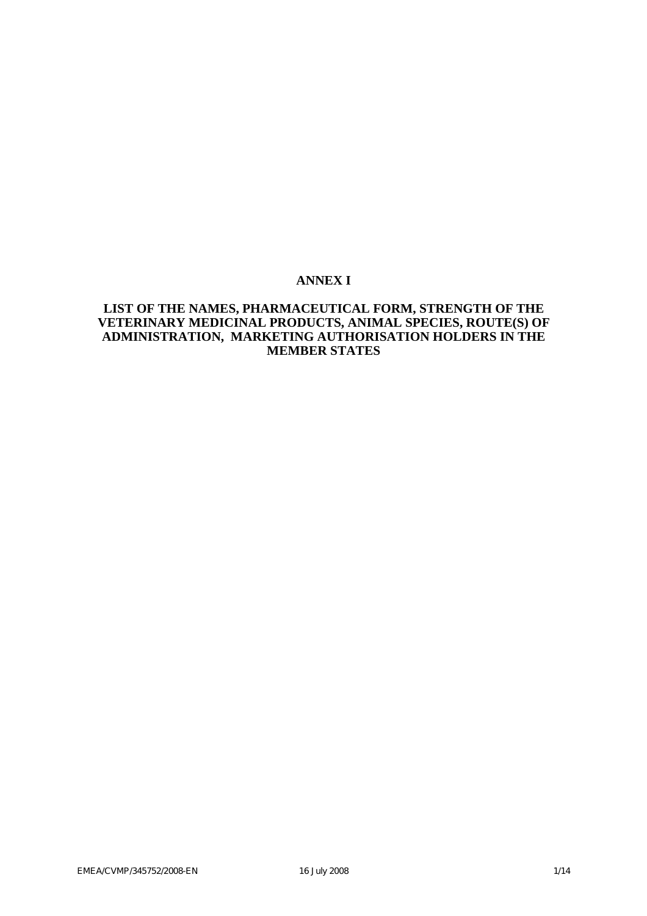# ANNEX I

## LIST OF THE NAMES, PHARMACEUTICAL FORM, STRENGTH OF THE VETERINARY MEDICINAL PRODUCTS, ANIMAL SPECIES, ROUTE(S) OF ADMINISTRATION, MARKETING AUTHORISATION HOLDERS IN THE MEMBER STATES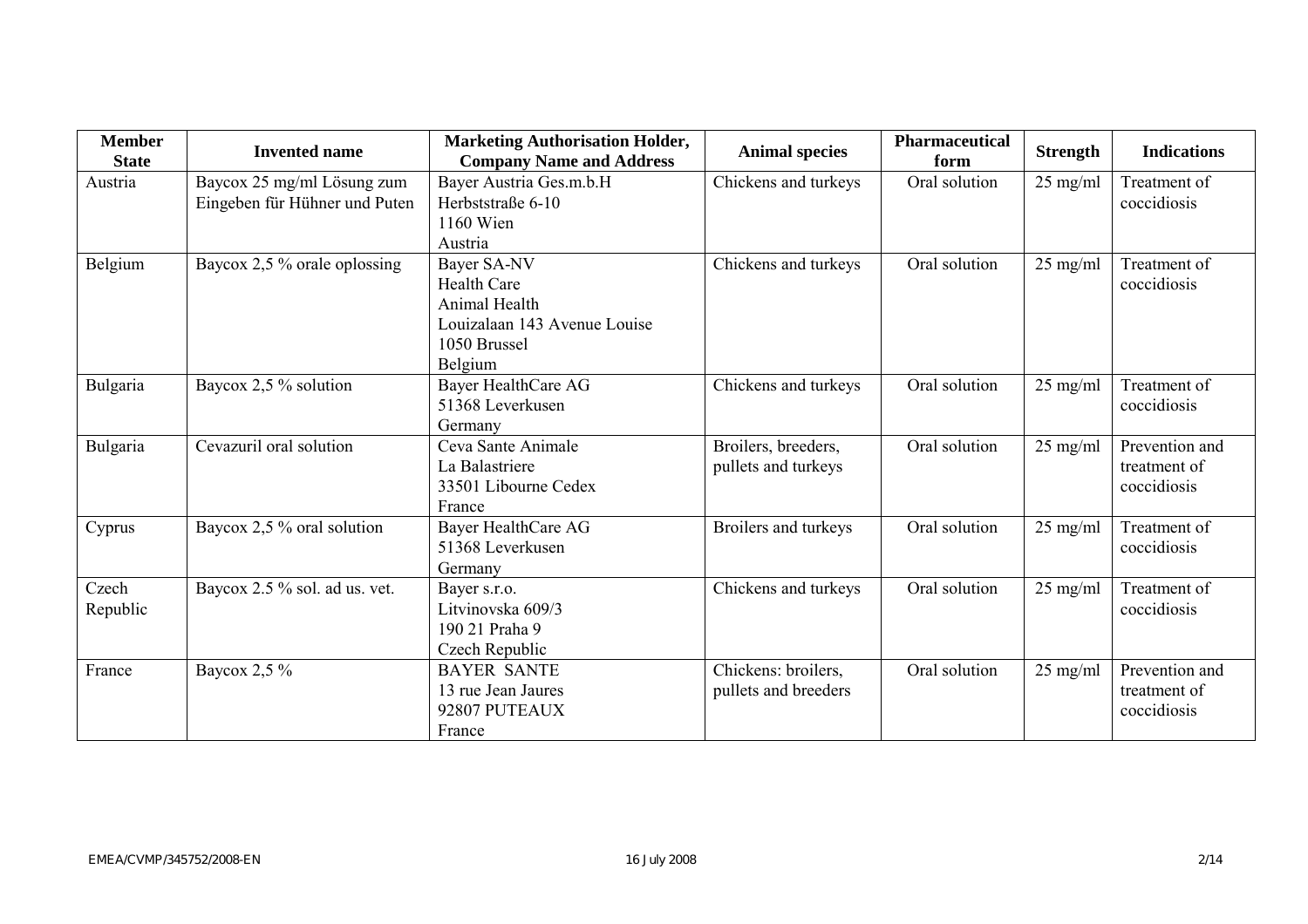| Member State | Invented name | Marketing Authorisation Holder, Company Name and Address | Animal species | Pharmaceutical form | Strength | Indications |
|---|---|---|---|---|---|---|
| Austria | Baycox 25 mg/ml Lösung zum Eingeben für Hühner und Puten | Bayer Austria Ges.m.b.H Herbststraße 6-10 1160 Wien Austria | Chickens and turkeys | Oral solution | 25 mg/ml | Treatment of coccidiosis |
| Belgium | Baycox 2,5 % orale oplossing | Bayer SA-NV Health Care Animal Health Louizalaan 143 Avenue Louise 1050 Brussel Belgium | Chickens and turkeys | Oral solution | 25 mg/ml | Treatment of coccidiosis |
| Bulgaria | Baycox 2,5 % solution | Bayer HealthCare AG 51368 Leverkusen Germany | Chickens and turkeys | Oral solution | 25 mg/ml | Treatment of coccidiosis |
| Bulgaria | Cevazuril oral solution | Ceva Sante Animale La Balastriere 33501 Libourne Cedex France | Broilers, breeders, pullets and turkeys | Oral solution | 25 mg/ml | Prevention and treatment of coccidiosis |
| Cyprus | Baycox 2,5 % oral solution | Bayer HealthCare AG 51368 Leverkusen Germany | Broilers and turkeys | Oral solution | 25 mg/ml | Treatment of coccidiosis |
| Czech Republic | Baycox 2.5 % sol. ad us. vet. | Bayer s.r.o. Litvinovska 609/3 190 21 Praha 9 Czech Republic | Chickens and turkeys | Oral solution | 25 mg/ml | Treatment of coccidiosis |
| France | Baycox 2,5 % | BAYER SANTE 13 rue Jean Jaures 92807 PUTEAUX France | Chickens: broilers, pullets and breeders | Oral solution | 25 mg/ml | Prevention and treatment of coccidiosis |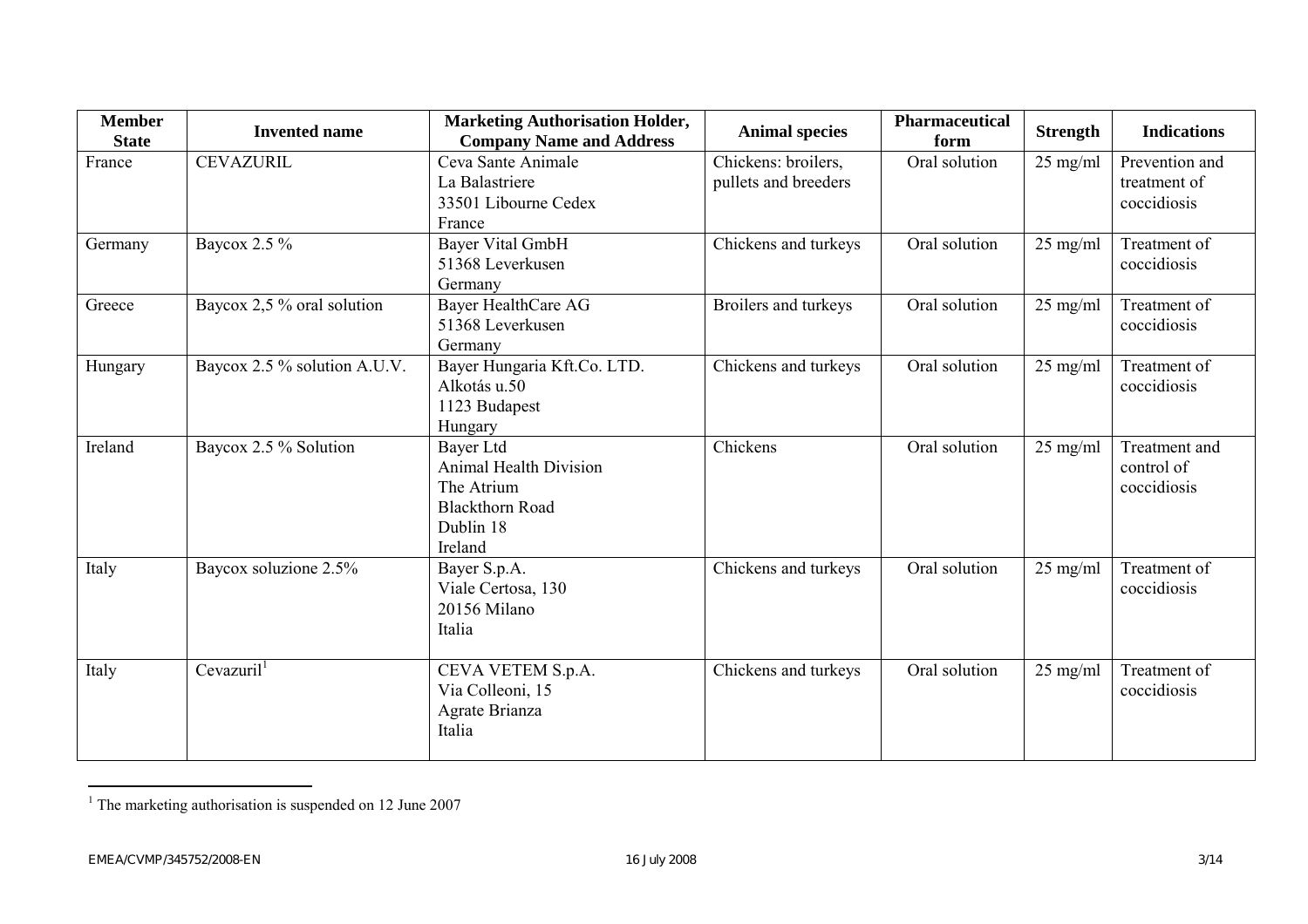| Member State | Invented name | Marketing Authorisation Holder, Company Name and Address | Animal species | Pharmaceutical form | Strength | Indications |
|---|---|---|---|---|---|---|
| France | CEVAZURIL | Ceva Sante Animale<br>La Balastriere<br>33501 Libourne Cedex<br>France | Chickens: broilers, pullets and breeders | Oral solution | 25 mg/ml | Prevention and treatment of coccidiosis |
| Germany | Baycox 2.5 % | Bayer Vital GmbH<br>51368 Leverkusen<br>Germany | Chickens and turkeys | Oral solution | 25 mg/ml | Treatment of coccidiosis |
| Greece | Baycox 2,5 % oral solution | Bayer HealthCare AG<br>51368 Leverkusen<br>Germany | Broilers and turkeys | Oral solution | 25 mg/ml | Treatment of coccidiosis |
| Hungary | Baycox 2.5 % solution A.U.V. | Bayer Hungaria Kft.Co. LTD.<br>Alkotás u.50<br>1123 Budapest<br>Hungary | Chickens and turkeys | Oral solution | 25 mg/ml | Treatment of coccidiosis |
| Ireland | Baycox 2.5 % Solution | Bayer Ltd<br>Animal Health Division<br>The Atrium<br>Blackthorn Road<br>Dublin 18<br>Ireland | Chickens | Oral solution | 25 mg/ml | Treatment and control of coccidiosis |
| Italy | Baycox soluzione 2.5% | Bayer S.p.A.<br>Viale Certosa, 130<br>20156 Milano<br>Italia | Chickens and turkeys | Oral solution | 25 mg/ml | Treatment of coccidiosis |
| Italy | Cevazuril[1] | CEVA VETEM S.p.A.<br>Via Colleoni, 15<br>Agrate Brianza<br>Italia | Chickens and turkeys | Oral solution | 25 mg/ml | Treatment of coccidiosis |

[1] The marketing authorisation is suspended on 12 June 2007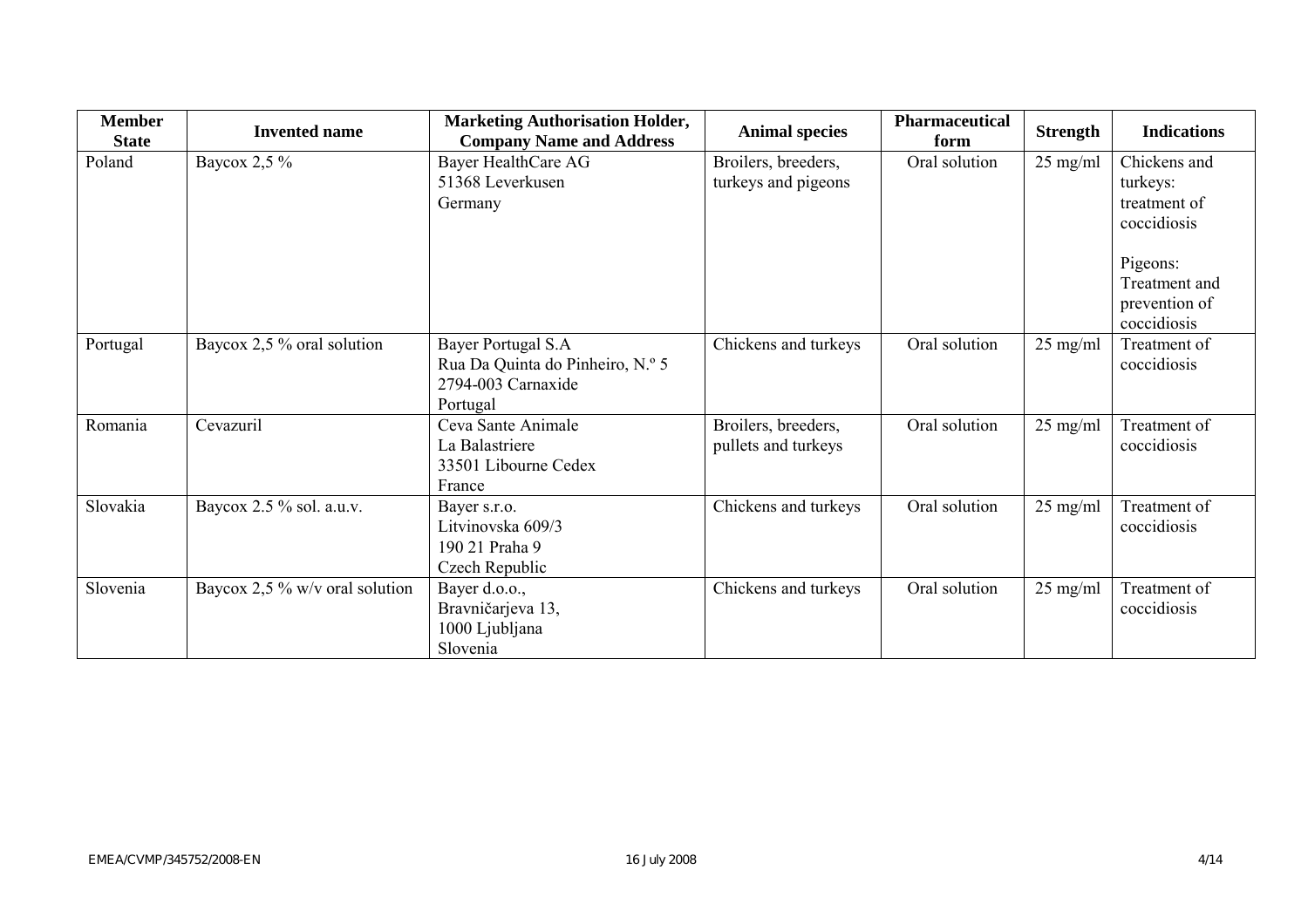| Member State | Invented name | Marketing Authorisation Holder, Company Name and Address | Animal species | Pharmaceutical form | Strength | Indications |
| --- | --- | --- | --- | --- | --- | --- |
| Poland | Baycox 2,5 % | Bayer HealthCare AG<br>51368 Leverkusen<br>Germany | Broilers, breeders, turkeys and pigeons | Oral solution | 25 mg/ml | Chickens and turkeys:<br>treatment of coccidiosis<br><br>Pigeons:<br>Treatment and prevention of coccidiosis |
| Portugal | Baycox 2,5 % oral solution | Bayer Portugal S.A<br>Rua Da Quinta do Pinheiro, N.º 5<br>2794-003 Carnaxide<br>Portugal | Chickens and turkeys | Oral solution | 25 mg/ml | Treatment of coccidiosis |
| Romania | Cevazuril | Ceva Sante Animale<br>La Balastriere<br>33501 Libourne Cedex<br>France | Broilers, breeders, pullets and turkeys | Oral solution | 25 mg/ml | Treatment of coccidiosis |
| Slovakia | Baycox 2.5 % sol. a.u.v. | Bayer s.r.o.<br>Litvinovska 609/3<br>190 21 Praha 9<br>Czech Republic | Chickens and turkeys | Oral solution | 25 mg/ml | Treatment of coccidiosis |
| Slovenia | Baycox 2,5 % w/v oral solution | Bayer d.o.o.,<br>Bravničarjeva 13,<br>1000 Ljubljana<br>Slovenia | Chickens and turkeys | Oral solution | 25 mg/ml | Treatment of coccidiosis |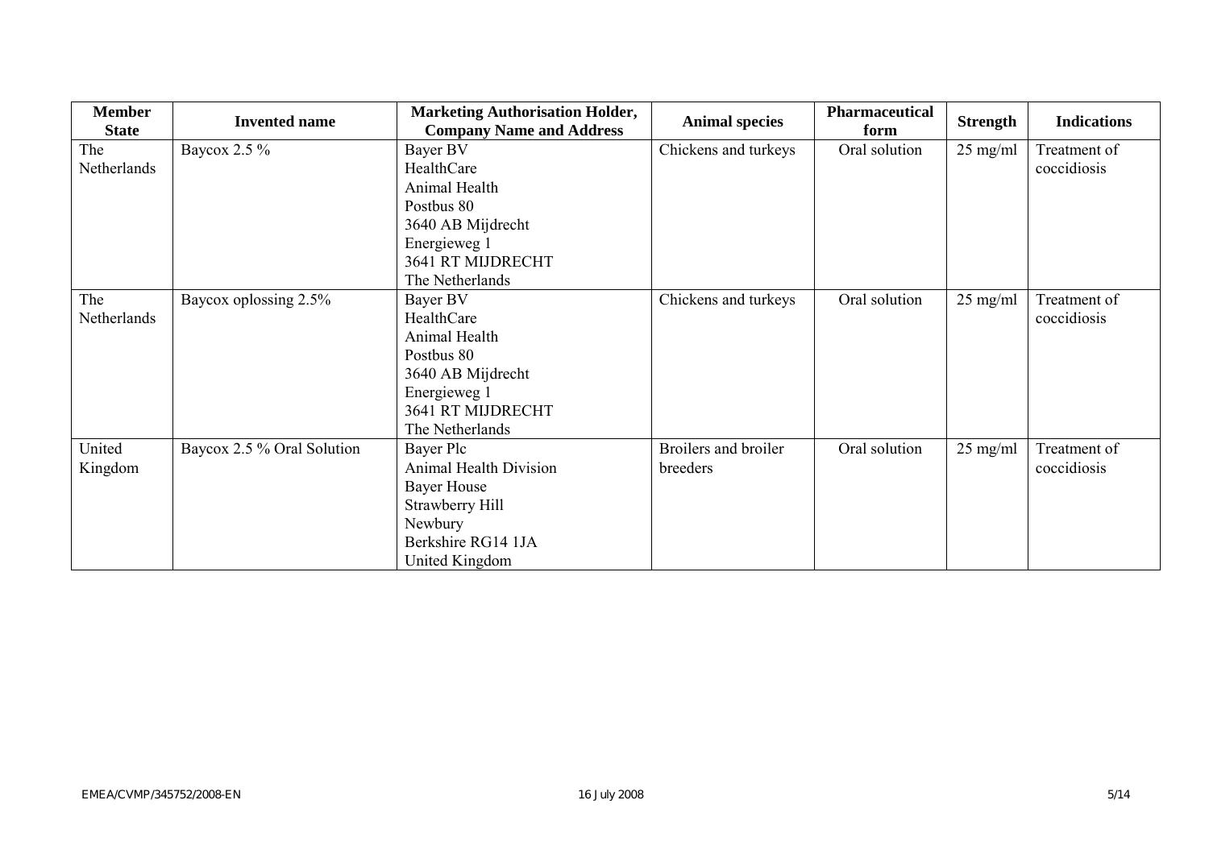| Member State | Invented name | Marketing Authorisation Holder, Company Name and Address | Animal species | Pharmaceutical form | Strength | Indications |
|---|---|---|---|---|---|---|
| The Netherlands | Baycox 2.5 % | Bayer BV<br>HealthCare<br>Animal Health<br>Postbus 80<br>3640 AB Mijdrecht<br>Energieweg 1<br>3641 RT MIJDRECHT<br>The Netherlands | Chickens and turkeys | Oral solution | 25 mg/ml | Treatment of coccidiosis |
| The Netherlands | Baycox oplossing 2.5% | Bayer BV<br>HealthCare<br>Animal Health<br>Postbus 80<br>3640 AB Mijdrecht<br>Energieweg 1<br>3641 RT MIJDRECHT<br>The Netherlands | Chickens and turkeys | Oral solution | 25 mg/ml | Treatment of coccidiosis |
| United Kingdom | Baycox 2.5 % Oral Solution | Bayer Plc<br>Animal Health Division<br>Bayer House<br>Strawberry Hill<br>Newbury<br>Berkshire RG14 1JA<br>United Kingdom | Broilers and broiler breeders | Oral solution | 25 mg/ml | Treatment of coccidiosis |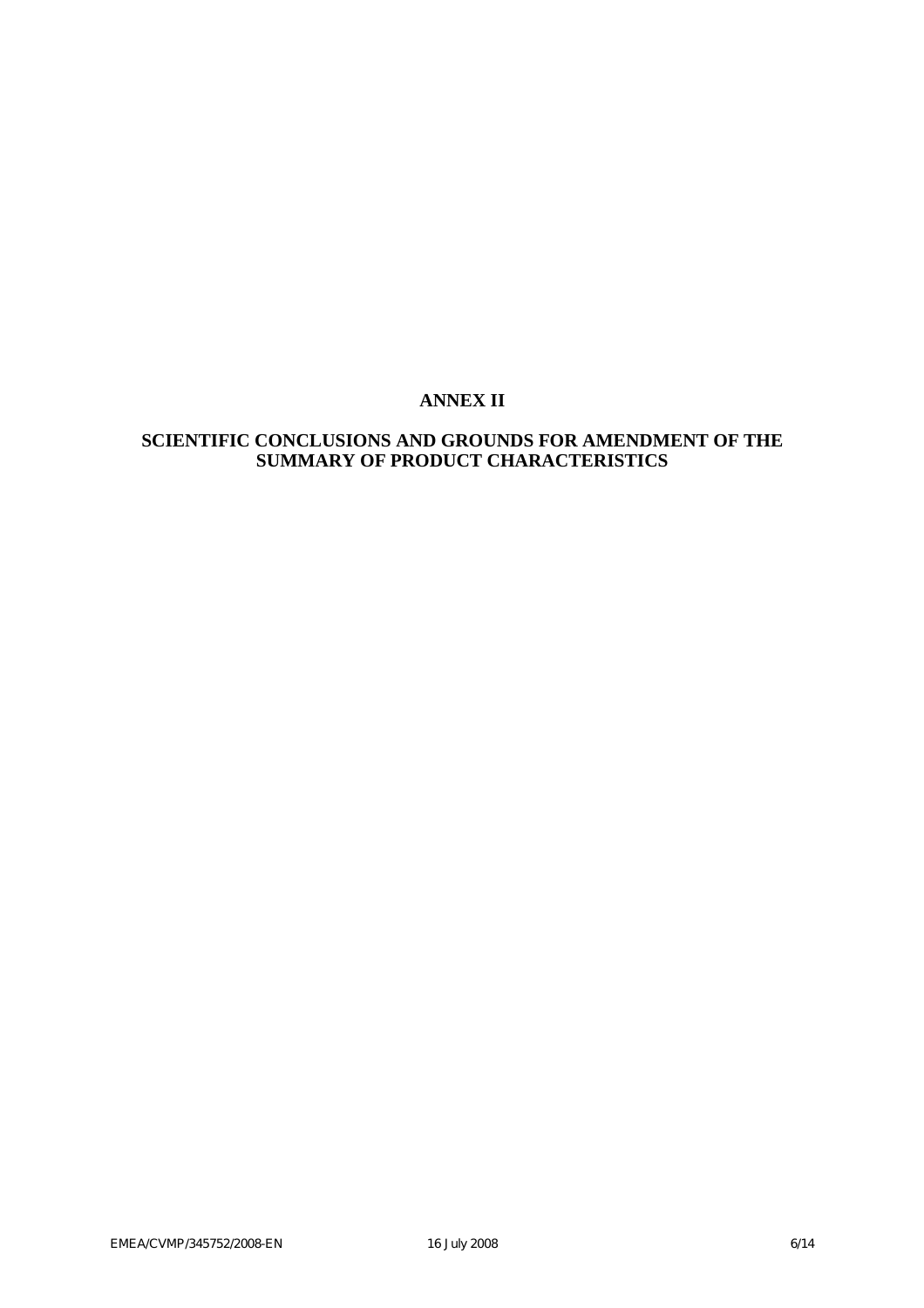# ANNEX II

## SCIENTIFIC CONCLUSIONS AND GROUNDS FOR AMENDMENT OF THE SUMMARY OF PRODUCT CHARACTERISTICS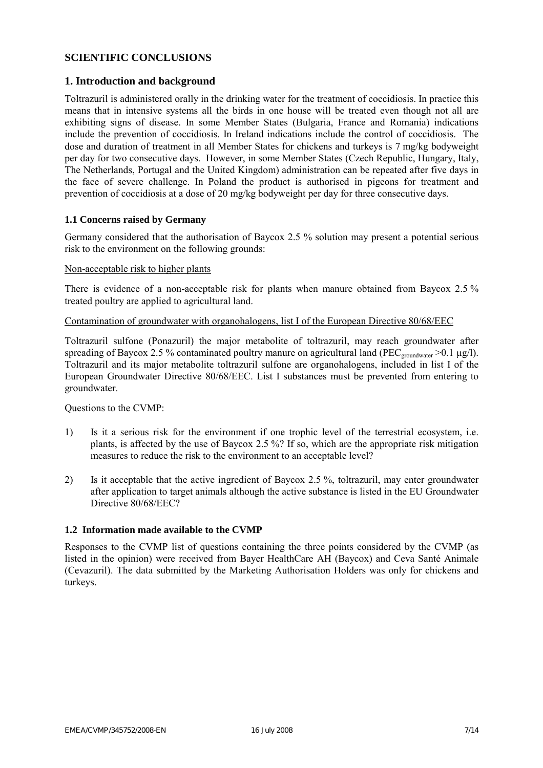## SCIENTIFIC CONCLUSIONS

## 1. Introduction and background

Toltrazuril is administered orally in the drinking water for the treatment of coccidiosis. In practice this means that in intensive systems all the birds in one house will be treated even though not all are exhibiting signs of disease. In some Member States (Bulgaria, France and Romania) indications include the prevention of coccidiosis. In Ireland indications include the control of coccidiosis. The dose and duration of treatment in all Member States for chickens and turkeys is 7 mg/kg bodyweight per day for two consecutive days. However, in some Member States (Czech Republic, Hungary, Italy, The Netherlands, Portugal and the United Kingdom) administration can be repeated after five days in the face of severe challenge. In Poland the product is authorised in pigeons for treatment and prevention of coccidiosis at a dose of 20 mg/kg bodyweight per day for three consecutive days.

### 1.1 Concerns raised by Germany

Germany considered that the authorisation of Baycox 2.5 % solution may present a potential serious risk to the environment on the following grounds:

Non-acceptable risk to higher plants

There is evidence of a non-acceptable risk for plants when manure obtained from Baycox 2.5 % treated poultry are applied to agricultural land.

Contamination of groundwater with organohalogens, list I of the European Directive 80/68/EEC

Toltrazuril sulfone (Ponazuril) the major metabolite of toltrazuril, may reach groundwater after spreading of Baycox 2.5 % contaminated poultry manure on agricultural land ($PEC_{groundwater} > 0.1$ µg/l). Toltrazuril and its major metabolite toltrazuril sulfone are organohalogens, included in list I of the European Groundwater Directive 80/68/EEC. List I substances must be prevented from entering to groundwater.

Questions to the CVMP:

1) Is it a serious risk for the environment if one trophic level of the terrestrial ecosystem, i.e. plants, is affected by the use of Baycox 2.5 %? If so, which are the appropriate risk mitigation measures to reduce the risk to the environment to an acceptable level?

2) Is it acceptable that the active ingredient of Baycox 2.5 %, toltrazuril, may enter groundwater after application to target animals although the active substance is listed in the EU Groundwater Directive 80/68/EEC?

### 1.2 Information made available to the CVMP

Responses to the CVMP list of questions containing the three points considered by the CVMP (as listed in the opinion) were received from Bayer HealthCare AH (Baycox) and Ceva Santé Animale (Cevazuril). The data submitted by the Marketing Authorisation Holders was only for chickens and turkeys.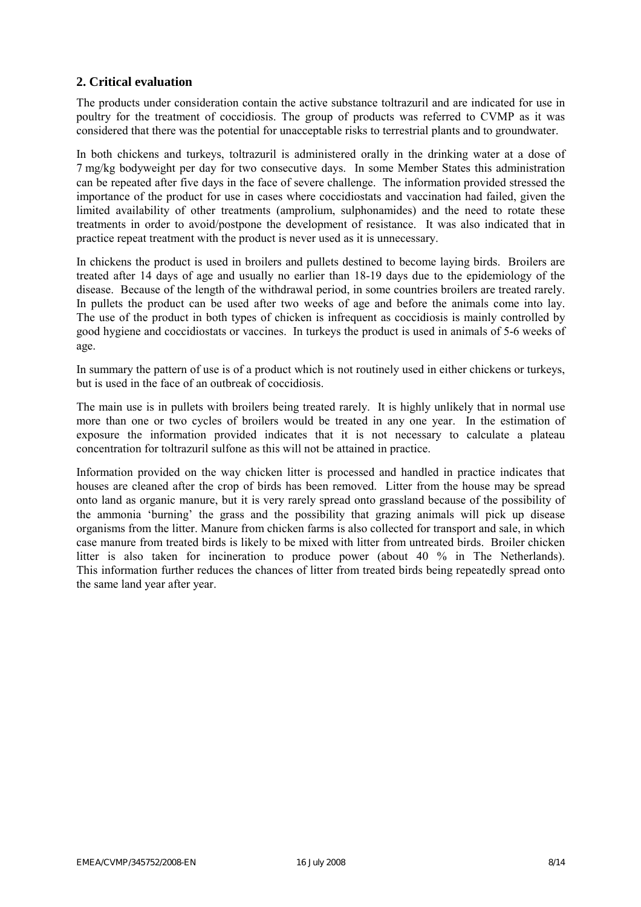## 2. Critical evaluation

The products under consideration contain the active substance toltrazuril and are indicated for use in poultry for the treatment of coccidiosis. The group of products was referred to CVMP as it was considered that there was the potential for unacceptable risks to terrestrial plants and to groundwater.

In both chickens and turkeys, toltrazuril is administered orally in the drinking water at a dose of 7 mg/kg bodyweight per day for two consecutive days. In some Member States this administration can be repeated after five days in the face of severe challenge. The information provided stressed the importance of the product for use in cases where coccidiostats and vaccination had failed, given the limited availability of other treatments (amprolium, sulphonamides) and the need to rotate these treatments in order to avoid/postpone the development of resistance. It was also indicated that in practice repeat treatment with the product is never used as it is unnecessary.

In chickens the product is used in broilers and pullets destined to become laying birds. Broilers are treated after 14 days of age and usually no earlier than 18-19 days due to the epidemiology of the disease. Because of the length of the withdrawal period, in some countries broilers are treated rarely. In pullets the product can be used after two weeks of age and before the animals come into lay. The use of the product in both types of chicken is infrequent as coccidiosis is mainly controlled by good hygiene and coccidiostats or vaccines. In turkeys the product is used in animals of 5-6 weeks of age.

In summary the pattern of use is of a product which is not routinely used in either chickens or turkeys, but is used in the face of an outbreak of coccidiosis.

The main use is in pullets with broilers being treated rarely. It is highly unlikely that in normal use more than one or two cycles of broilers would be treated in any one year. In the estimation of exposure the information provided indicates that it is not necessary to calculate a plateau concentration for toltrazuril sulfone as this will not be attained in practice.

Information provided on the way chicken litter is processed and handled in practice indicates that houses are cleaned after the crop of birds has been removed. Litter from the house may be spread onto land as organic manure, but it is very rarely spread onto grassland because of the possibility of the ammonia 'burning' the grass and the possibility that grazing animals will pick up disease organisms from the litter. Manure from chicken farms is also collected for transport and sale, in which case manure from treated birds is likely to be mixed with litter from untreated birds. Broiler chicken litter is also taken for incineration to produce power (about 40 % in The Netherlands). This information further reduces the chances of litter from treated birds being repeatedly spread onto the same land year after year.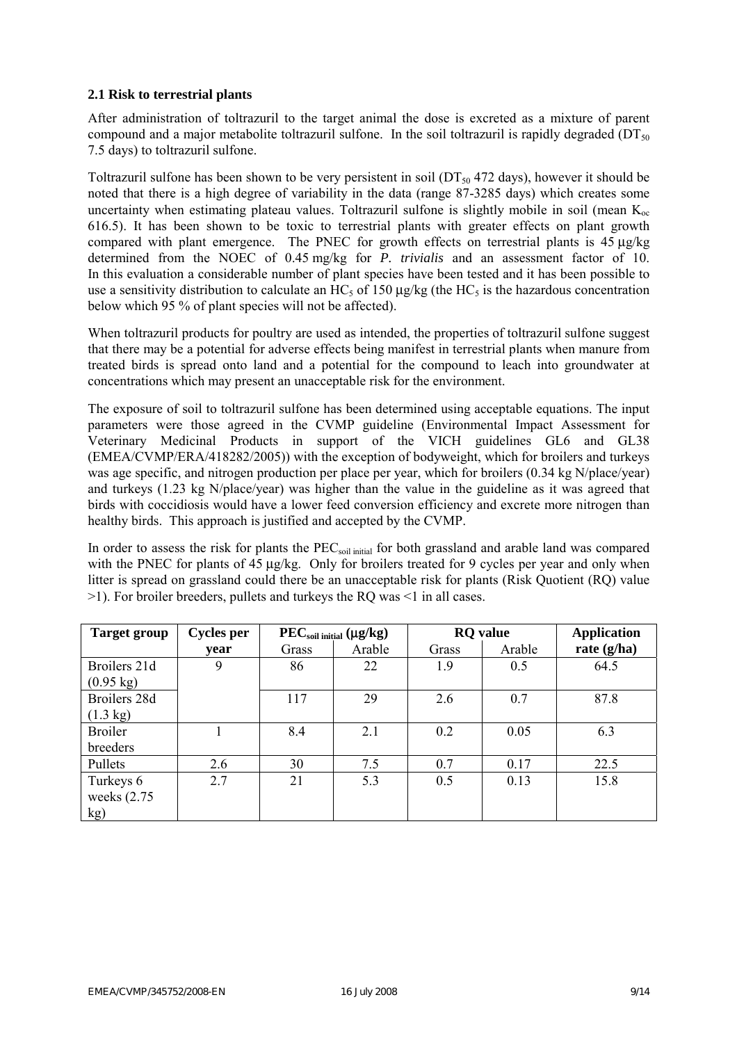### 2.1 Risk to terrestrial plants

After administration of toltrazuril to the target animal the dose is excreted as a mixture of parent compound and a major metabolite toltrazuril sulfone. In the soil toltrazuril is rapidly degraded ($DT_{50}$ 7.5 days) to toltrazuril sulfone.

Toltrazuril sulfone has been shown to be very persistent in soil ($DT_{50}$ 472 days), however it should be noted that there is a high degree of variability in the data (range 87-3285 days) which creates some uncertainty when estimating plateau values. Toltrazuril sulfone is slightly mobile in soil (mean $K_{oc}$ 616.5). It has been shown to be toxic to terrestrial plants with greater effects on plant growth compared with plant emergence. The PNEC for growth effects on terrestrial plants is 45 µg/kg determined from the NOEC of 0.45 mg/kg for *P. trivialis* and an assessment factor of 10. In this evaluation a considerable number of plant species have been tested and it has been possible to use a sensitivity distribution to calculate an $HC_5$ of 150 µg/kg (the $HC_5$ is the hazardous concentration below which 95 % of plant species will not be affected).

When toltrazuril products for poultry are used as intended, the properties of toltrazuril sulfone suggest that there may be a potential for adverse effects being manifest in terrestrial plants when manure from treated birds is spread onto land and a potential for the compound to leach into groundwater at concentrations which may present an unacceptable risk for the environment.

The exposure of soil to toltrazuril sulfone has been determined using acceptable equations. The input parameters were those agreed in the CVMP guideline (Environmental Impact Assessment for Veterinary Medicinal Products in support of the VICH guidelines GL6 and GL38 (EMEA/CVMP/ERA/418282/2005)) with the exception of bodyweight, which for broilers and turkeys was age specific, and nitrogen production per place per year, which for broilers (0.34 kg N/place/year) and turkeys (1.23 kg N/place/year) was higher than the value in the guideline as it was agreed that birds with coccidiosis would have a lower feed conversion efficiency and excrete more nitrogen than healthy birds. This approach is justified and accepted by the CVMP.

In order to assess the risk for plants the $PEC_{soil\ initial}$ for both grassland and arable land was compared with the PNEC for plants of 45 µg/kg. Only for broilers treated for 9 cycles per year and only when litter is spread on grassland could there be an unacceptable risk for plants (Risk Quotient (RQ) value >1). For broiler breeders, pullets and turkeys the RQ was <1 in all cases.

| Target group | Cycles per year | $PEC_{soil\ initial}$ (µg/kg) | | RQ value | | Application rate (g/ha) |
|---|---|---|---|---|---|---|
| | | Grass | Arable | Grass | Arable | |
| Broilers 21d (0.95 kg) | 9 | 86 | 22 | 1.9 | 0.5 | 64.5 |
| Broilers 28d (1.3 kg) | | 117 | 29 | 2.6 | 0.7 | 87.8 |
| Broiler breeders | 1 | 8.4 | 2.1 | 0.2 | 0.05 | 6.3 |
| Pullets | 2.6 | 30 | 7.5 | 0.7 | 0.17 | 22.5 |
| Turkeys 6 weeks (2.75 kg) | 2.7 | 21 | 5.3 | 0.5 | 0.13 | 15.8 |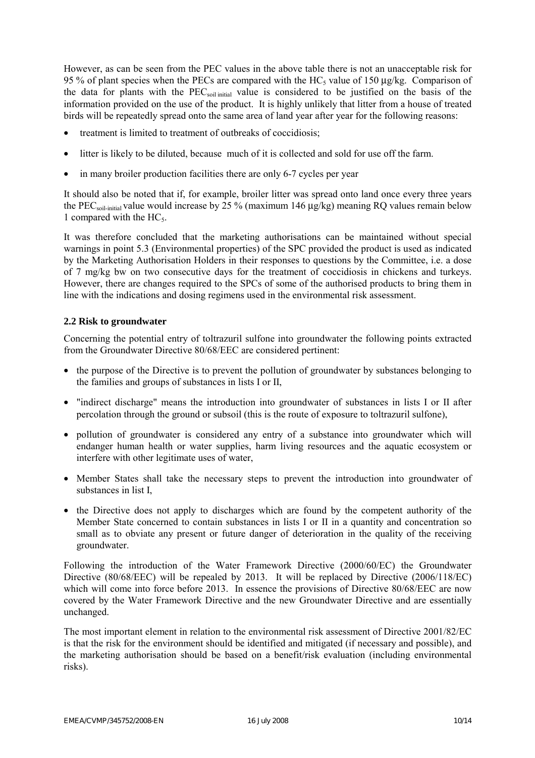However, as can be seen from the PEC values in the above table there is not an unacceptable risk for 95 % of plant species when the PECs are compared with the $HC_5$ value of 150 µg/kg. Comparison of the data for plants with the $PEC_{soil\ initial}$ value is considered to be justified on the basis of the information provided on the use of the product. It is highly unlikely that litter from a house of treated birds will be repeatedly spread onto the same area of land year after year for the following reasons:

- treatment is limited to treatment of outbreaks of coccidiosis;
- litter is likely to be diluted, because much of it is collected and sold for use off the farm.
- in many broiler production facilities there are only 6-7 cycles per year

It should also be noted that if, for example, broiler litter was spread onto land once every three years the $PEC_{soil\text{-}initial}$ value would increase by 25 % (maximum 146 µg/kg) meaning RQ values remain below 1 compared with the $HC_5$.

It was therefore concluded that the marketing authorisations can be maintained without special warnings in point 5.3 (Environmental properties) of the SPC provided the product is used as indicated by the Marketing Authorisation Holders in their responses to questions by the Committee, i.e. a dose of 7 mg/kg bw on two consecutive days for the treatment of coccidiosis in chickens and turkeys. However, there are changes required to the SPCs of some of the authorised products to bring them in line with the indications and dosing regimens used in the environmental risk assessment.

**2.2 Risk to groundwater**

Concerning the potential entry of toltrazuril sulfone into groundwater the following points extracted from the Groundwater Directive 80/68/EEC are considered pertinent:

- the purpose of the Directive is to prevent the pollution of groundwater by substances belonging to the families and groups of substances in lists I or II,
- "indirect discharge" means the introduction into groundwater of substances in lists I or II after percolation through the ground or subsoil (this is the route of exposure to toltrazuril sulfone),
- pollution of groundwater is considered any entry of a substance into groundwater which will endanger human health or water supplies, harm living resources and the aquatic ecosystem or interfere with other legitimate uses of water,
- Member States shall take the necessary steps to prevent the introduction into groundwater of substances in list I,
- the Directive does not apply to discharges which are found by the competent authority of the Member State concerned to contain substances in lists I or II in a quantity and concentration so small as to obviate any present or future danger of deterioration in the quality of the receiving groundwater.

Following the introduction of the Water Framework Directive (2000/60/EC) the Groundwater Directive (80/68/EEC) will be repealed by 2013. It will be replaced by Directive (2006/118/EC) which will come into force before 2013. In essence the provisions of Directive 80/68/EEC are now covered by the Water Framework Directive and the new Groundwater Directive and are essentially unchanged.

The most important element in relation to the environmental risk assessment of Directive 2001/82/EC is that the risk for the environment should be identified and mitigated (if necessary and possible), and the marketing authorisation should be based on a benefit/risk evaluation (including environmental risks).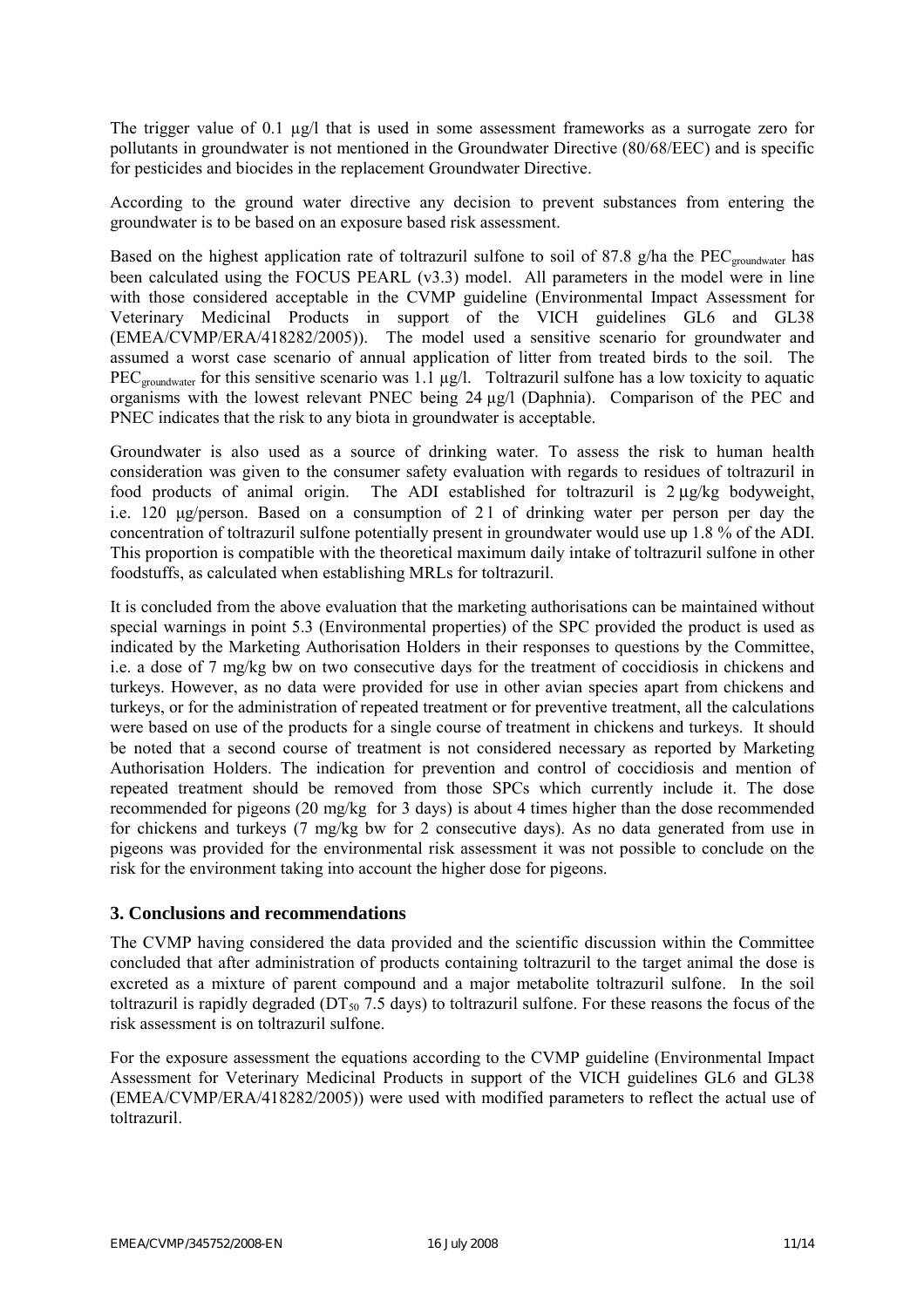The trigger value of 0.1 µg/l that is used in some assessment frameworks as a surrogate zero for pollutants in groundwater is not mentioned in the Groundwater Directive (80/68/EEC) and is specific for pesticides and biocides in the replacement Groundwater Directive.

According to the ground water directive any decision to prevent substances from entering the groundwater is to be based on an exposure based risk assessment.

Based on the highest application rate of toltrazuril sulfone to soil of 87.8 g/ha the $PEC_{groundwater}$ has been calculated using the FOCUS PEARL (v3.3) model. All parameters in the model were in line with those considered acceptable in the CVMP guideline (Environmental Impact Assessment for Veterinary Medicinal Products in support of the VICH guidelines GL6 and GL38 (EMEA/CVMP/ERA/418282/2005)). The model used a sensitive scenario for groundwater and assumed a worst case scenario of annual application of litter from treated birds to the soil. The $PEC_{groundwater}$ for this sensitive scenario was 1.1 µg/l. Toltrazuril sulfone has a low toxicity to aquatic organisms with the lowest relevant PNEC being 24 µg/l (Daphnia). Comparison of the PEC and PNEC indicates that the risk to any biota in groundwater is acceptable.

Groundwater is also used as a source of drinking water. To assess the risk to human health consideration was given to the consumer safety evaluation with regards to residues of toltrazuril in food products of animal origin. The ADI established for toltrazuril is 2 µg/kg bodyweight, i.e. 120 µg/person. Based on a consumption of 2 l of drinking water per person per day the concentration of toltrazuril sulfone potentially present in groundwater would use up 1.8 % of the ADI. This proportion is compatible with the theoretical maximum daily intake of toltrazuril sulfone in other foodstuffs, as calculated when establishing MRLs for toltrazuril.

It is concluded from the above evaluation that the marketing authorisations can be maintained without special warnings in point 5.3 (Environmental properties) of the SPC provided the product is used as indicated by the Marketing Authorisation Holders in their responses to questions by the Committee, i.e. a dose of 7 mg/kg bw on two consecutive days for the treatment of coccidiosis in chickens and turkeys. However, as no data were provided for use in other avian species apart from chickens and turkeys, or for the administration of repeated treatment or for preventive treatment, all the calculations were based on use of the products for a single course of treatment in chickens and turkeys. It should be noted that a second course of treatment is not considered necessary as reported by Marketing Authorisation Holders. The indication for prevention and control of coccidiosis and mention of repeated treatment should be removed from those SPCs which currently include it. The dose recommended for pigeons (20 mg/kg for 3 days) is about 4 times higher than the dose recommended for chickens and turkeys (7 mg/kg bw for 2 consecutive days). As no data generated from use in pigeons was provided for the environmental risk assessment it was not possible to conclude on the risk for the environment taking into account the higher dose for pigeons.

## 3. Conclusions and recommendations

The CVMP having considered the data provided and the scientific discussion within the Committee concluded that after administration of products containing toltrazuril to the target animal the dose is excreted as a mixture of parent compound and a major metabolite toltrazuril sulfone. In the soil toltrazuril is rapidly degraded ($DT_{50}$ 7.5 days) to toltrazuril sulfone. For these reasons the focus of the risk assessment is on toltrazuril sulfone.

For the exposure assessment the equations according to the CVMP guideline (Environmental Impact Assessment for Veterinary Medicinal Products in support of the VICH guidelines GL6 and GL38 (EMEA/CVMP/ERA/418282/2005)) were used with modified parameters to reflect the actual use of toltrazuril.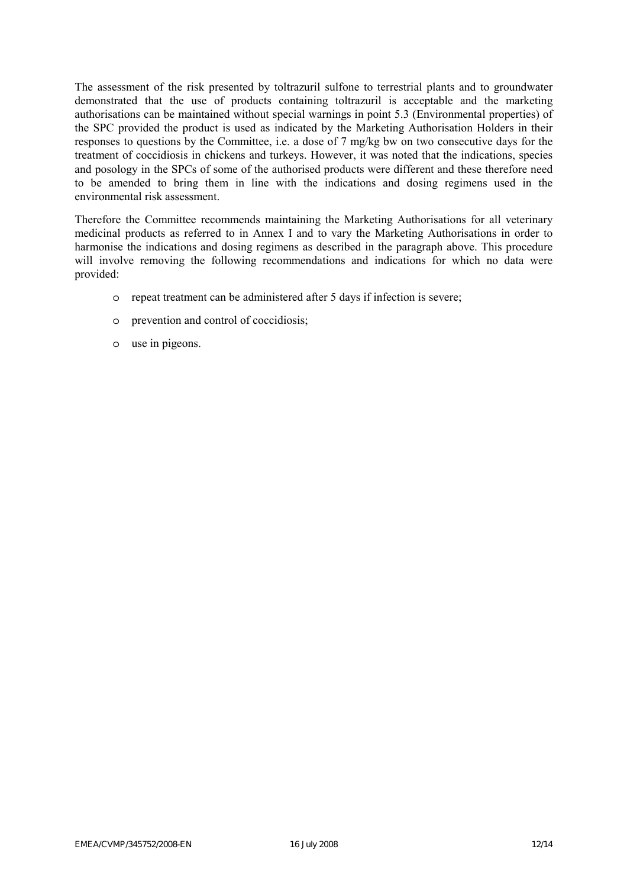The assessment of the risk presented by toltrazuril sulfone to terrestrial plants and to groundwater demonstrated that the use of products containing toltrazuril is acceptable and the marketing authorisations can be maintained without special warnings in point 5.3 (Environmental properties) of the SPC provided the product is used as indicated by the Marketing Authorisation Holders in their responses to questions by the Committee, i.e. a dose of 7 mg/kg bw on two consecutive days for the treatment of coccidiosis in chickens and turkeys. However, it was noted that the indications, species and posology in the SPCs of some of the authorised products were different and these therefore need to be amended to bring them in line with the indications and dosing regimens used in the environmental risk assessment.

Therefore the Committee recommends maintaining the Marketing Authorisations for all veterinary medicinal products as referred to in Annex I and to vary the Marketing Authorisations in order to harmonise the indications and dosing regimens as described in the paragraph above. This procedure will involve removing the following recommendations and indications for which no data were provided:

- repeat treatment can be administered after 5 days if infection is severe;
- prevention and control of coccidiosis;
- use in pigeons.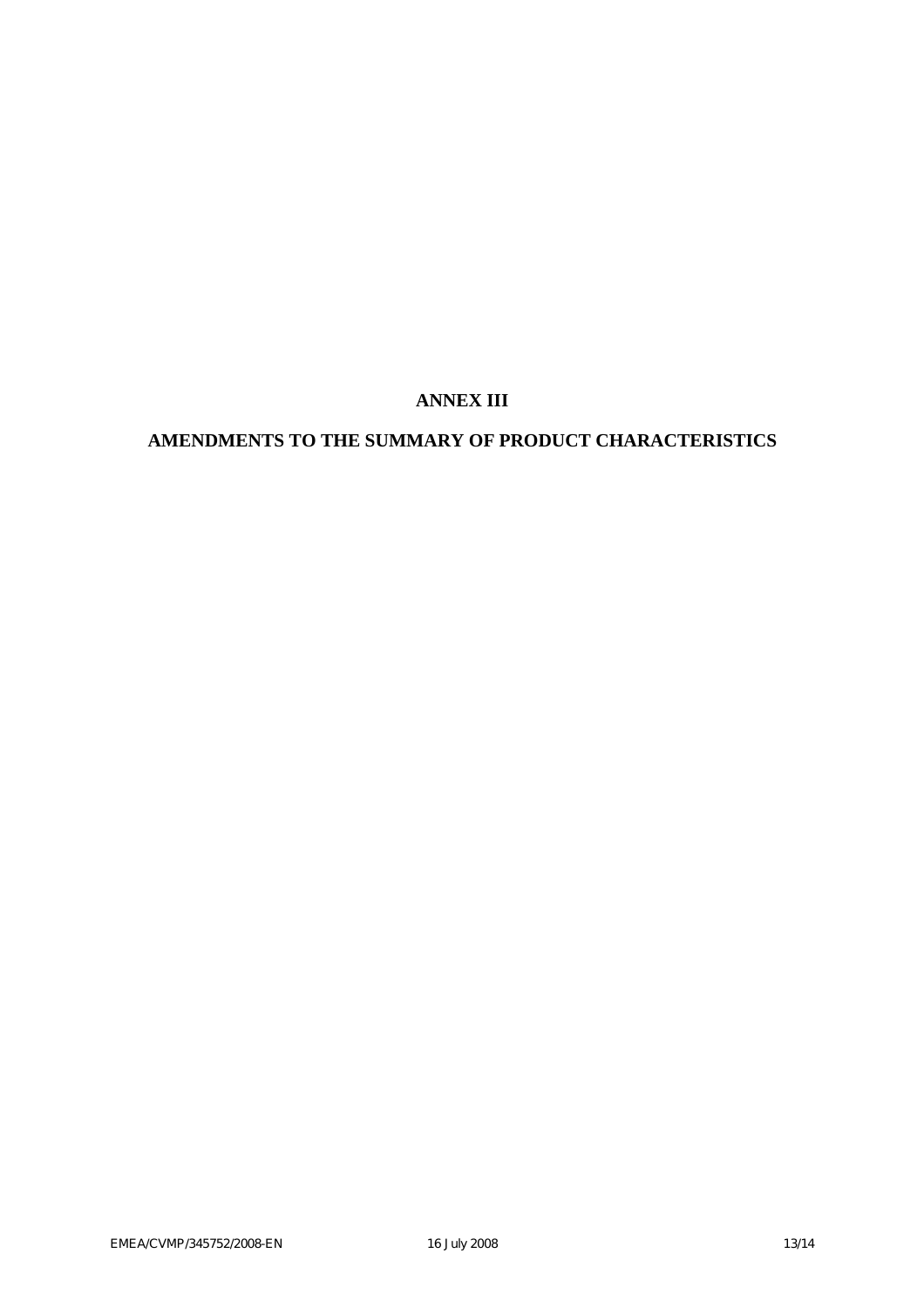# ANNEX III

## AMENDMENTS TO THE SUMMARY OF PRODUCT CHARACTERISTICS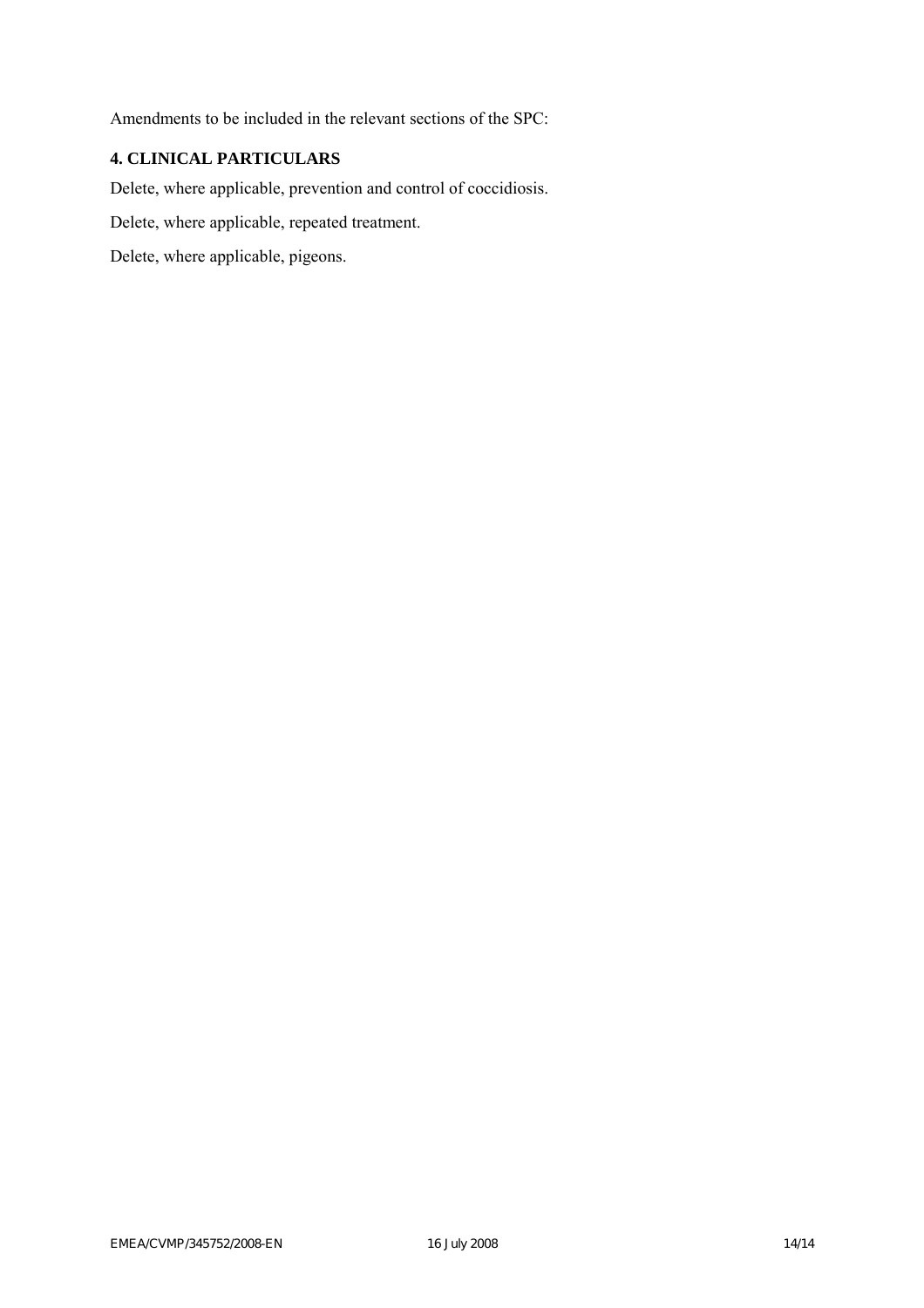Amendments to be included in the relevant sections of the SPC:

## 4. CLINICAL PARTICULARS

Delete, where applicable, prevention and control of coccidiosis.

Delete, where applicable, repeated treatment.

Delete, where applicable, pigeons.